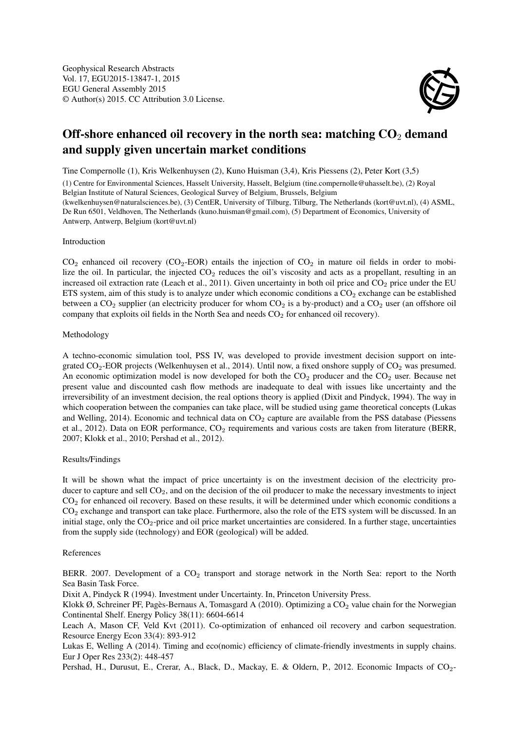Geophysical Research Abstracts
Vol. 17, EGU2015-13847-1, 2015
EGU General Assembly 2015
© Author(s) 2015. CC Attribution 3.0 License.

# Off-shore enhanced oil recovery in the north sea: matching $CO_2$ demand and supply given uncertain market conditions

Tine Compernolle (1), Kris Welkenhuysen (2), Kuno Huisman (3,4), Kris Piessens (2), Peter Kort (3,5)

(1) Centre for Environmental Sciences, Hasselt University, Hasselt, Belgium (tine.compernolle@uhasselt.be), (2) Royal Belgian Institute of Natural Sciences, Geological Survey of Belgium, Brussels, Belgium (kwelkenhuysen@naturalsciences.be), (3) CentER, University of Tilburg, Tilburg, The Netherlands (kort@uvt.nl), (4) ASML, De Run 6501, Veldhoven, The Netherlands (kuno.huisman@gmail.com), (5) Department of Economics, University of Antwerp, Antwerp, Belgium (kort@uvt.nl)

Introduction

$CO_2$ enhanced oil recovery ($CO_2$-EOR) entails the injection of $CO_2$ in mature oil fields in order to mobilize the oil. In particular, the injected $CO_2$ reduces the oil's viscosity and acts as a propellant, resulting in an increased oil extraction rate (Leach et al., 2011). Given uncertainty in both oil price and $CO_2$ price under the EU ETS system, aim of this study is to analyze under which economic conditions a $CO_2$ exchange can be established between a $CO_2$ supplier (an electricity producer for whom $CO_2$ is a by-product) and a $CO_2$ user (an offshore oil company that exploits oil fields in the North Sea and needs $CO_2$ for enhanced oil recovery).

Methodology

A techno-economic simulation tool, PSS IV, was developed to provide investment decision support on integrated $CO_2$-EOR projects (Welkenhuysen et al., 2014). Until now, a fixed onshore supply of $CO_2$ was presumed. An economic optimization model is now developed for both the $CO_2$ producer and the $CO_2$ user. Because net present value and discounted cash flow methods are inadequate to deal with issues like uncertainty and the irreversibility of an investment decision, the real options theory is applied (Dixit and Pindyck, 1994). The way in which cooperation between the companies can take place, will be studied using game theoretical concepts (Lukas and Welling, 2014). Economic and technical data on $CO_2$ capture are available from the PSS database (Piessens et al., 2012). Data on EOR performance, $CO_2$ requirements and various costs are taken from literature (BERR, 2007; Klokk et al., 2010; Pershad et al., 2012).

Results/Findings

It will be shown what the impact of price uncertainty is on the investment decision of the electricity producer to capture and sell $CO_2$, and on the decision of the oil producer to make the necessary investments to inject $CO_2$ for enhanced oil recovery. Based on these results, it will be determined under which economic conditions a $CO_2$ exchange and transport can take place. Furthermore, also the role of the ETS system will be discussed. In an initial stage, only the $CO_2$-price and oil price market uncertainties are considered. In a further stage, uncertainties from the supply side (technology) and EOR (geological) will be added.

References

BERR. 2007. Development of a $CO_2$ transport and storage network in the North Sea: report to the North Sea Basin Task Force.

Dixit A, Pindyck R (1994). Investment under Uncertainty. In, Princeton University Press.

Klokk Ø, Schreiner PF, Pagès-Bernaus A, Tomasgard A (2010). Optimizing a $CO_2$ value chain for the Norwegian Continental Shelf. Energy Policy 38(11): 6604-6614

Leach A, Mason CF, Veld Kvt (2011). Co-optimization of enhanced oil recovery and carbon sequestration. Resource Energy Econ 33(4): 893-912

Lukas E, Welling A (2014). Timing and eco(nomic) efficiency of climate-friendly investments in supply chains. Eur J Oper Res 233(2): 448-457

Pershad, H., Durusut, E., Crerar, A., Black, D., Mackay, E. & Oldern, P., 2012. Economic Impacts of $CO_2$-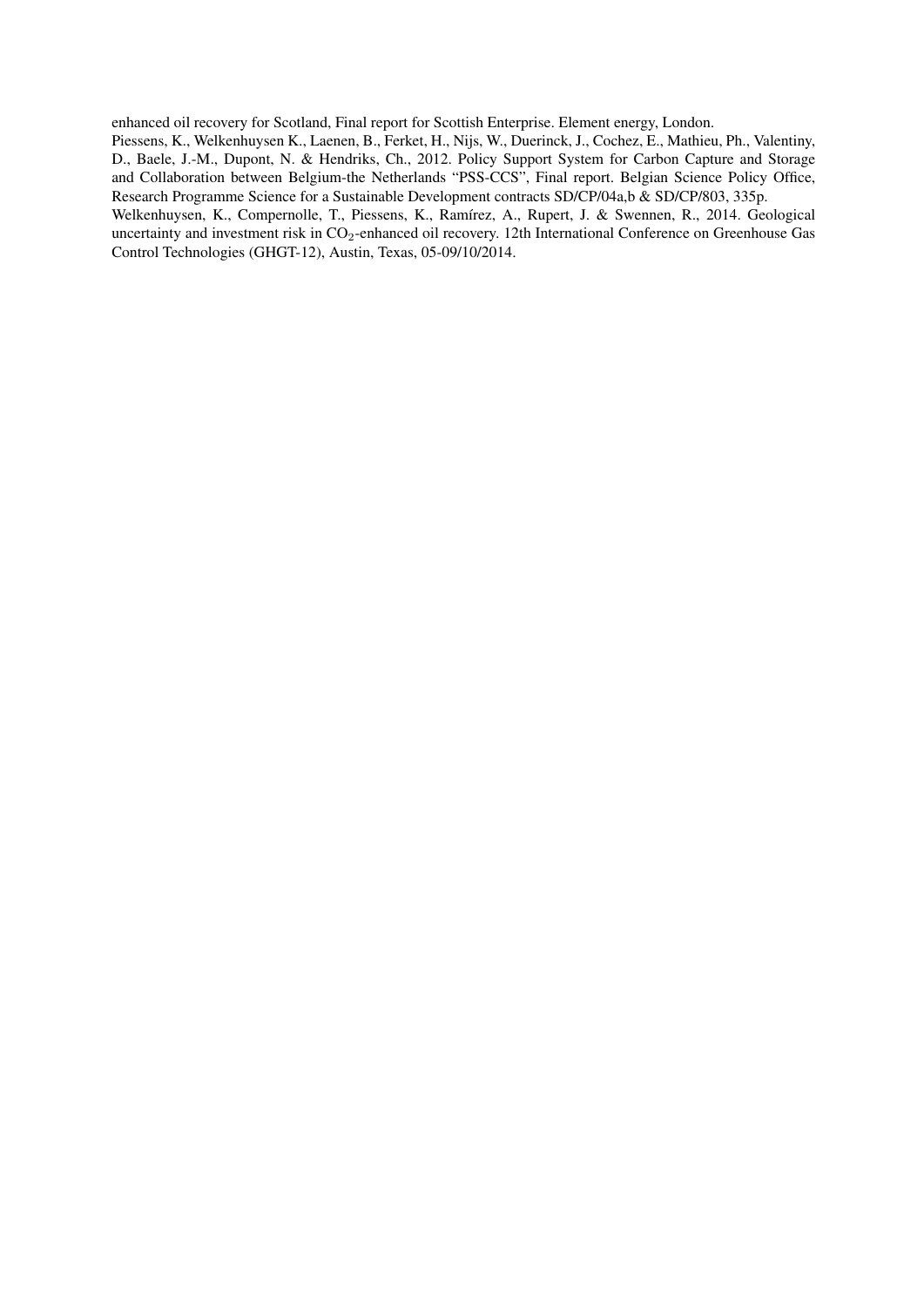enhanced oil recovery for Scotland, Final report for Scottish Enterprise. Element energy, London.

Piessens, K., Welkenhuysen K., Laenen, B., Ferket, H., Nijs, W., Duerinck, J., Cochez, E., Mathieu, Ph., Valentiny, D., Baele, J.-M., Dupont, N. & Hendriks, Ch., 2012. Policy Support System for Carbon Capture and Storage and Collaboration between Belgium-the Netherlands "PSS-CCS", Final report. Belgian Science Policy Office, Research Programme Science for a Sustainable Development contracts SD/CP/04a,b & SD/CP/803, 335p.

Welkenhuysen, K., Compernolle, T., Piessens, K., Ramírez, A., Rupert, J. & Swennen, R., 2014. Geological uncertainty and investment risk in $CO_2$-enhanced oil recovery. 12th International Conference on Greenhouse Gas Control Technologies (GHGT-12), Austin, Texas, 05-09/10/2014.